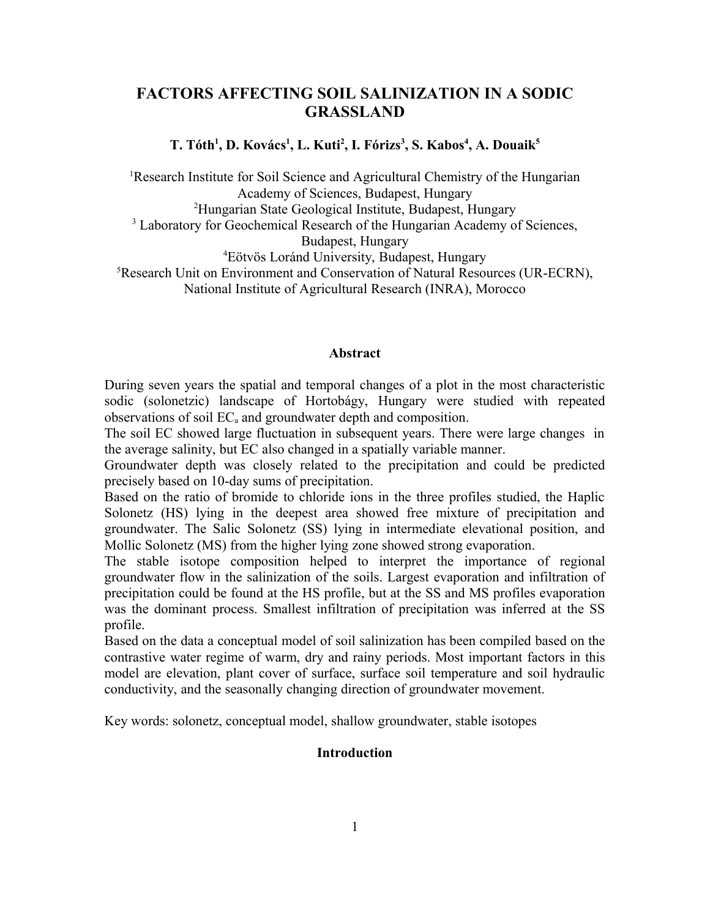# FACTORS AFFECTING SOIL SALINIZATION IN A SODIC GRASSLAND

**T. Tóth[1], D. Kovács[1], L. Kuti[2], I. Fórizs[3], S. Kabos[4], A. Douaik[5]**

[1]Research Institute for Soil Science and Agricultural Chemistry of the Hungarian Academy of Sciences, Budapest, Hungary

[2]Hungarian State Geological Institute, Budapest, Hungary

[3] Laboratory for Geochemical Research of the Hungarian Academy of Sciences, Budapest, Hungary

[4]Eötvös Loránd University, Budapest, Hungary

[5]Research Unit on Environment and Conservation of Natural Resources (UR-ECRN), National Institute of Agricultural Research (INRA), Morocco

## Abstract

During seven years the spatial and temporal changes of a plot in the most characteristic sodic (solonetzic) landscape of Hortobágy, Hungary were studied with repeated observations of soil $EC_a$ and groundwater depth and composition.

The soil EC showed large fluctuation in subsequent years. There were large changes in the average salinity, but EC also changed in a spatially variable manner.

Groundwater depth was closely related to the precipitation and could be predicted precisely based on 10-day sums of precipitation.

Based on the ratio of bromide to chloride ions in the three profiles studied, the Haplic Solonetz (HS) lying in the deepest area showed free mixture of precipitation and groundwater. The Salic Solonetz (SS) lying in intermediate elevational position, and Mollic Solonetz (MS) from the higher lying zone showed strong evaporation.

The stable isotope composition helped to interpret the importance of regional groundwater flow in the salinization of the soils. Largest evaporation and infiltration of precipitation could be found at the HS profile, but at the SS and MS profiles evaporation was the dominant process. Smallest infiltration of precipitation was inferred at the SS profile.

Based on the data a conceptual model of soil salinization has been compiled based on the contrastive water regime of warm, dry and rainy periods. Most important factors in this model are elevation, plant cover of surface, surface soil temperature and soil hydraulic conductivity, and the seasonally changing direction of groundwater movement.

Key words: solonetz, conceptual model, shallow groundwater, stable isotopes

## Introduction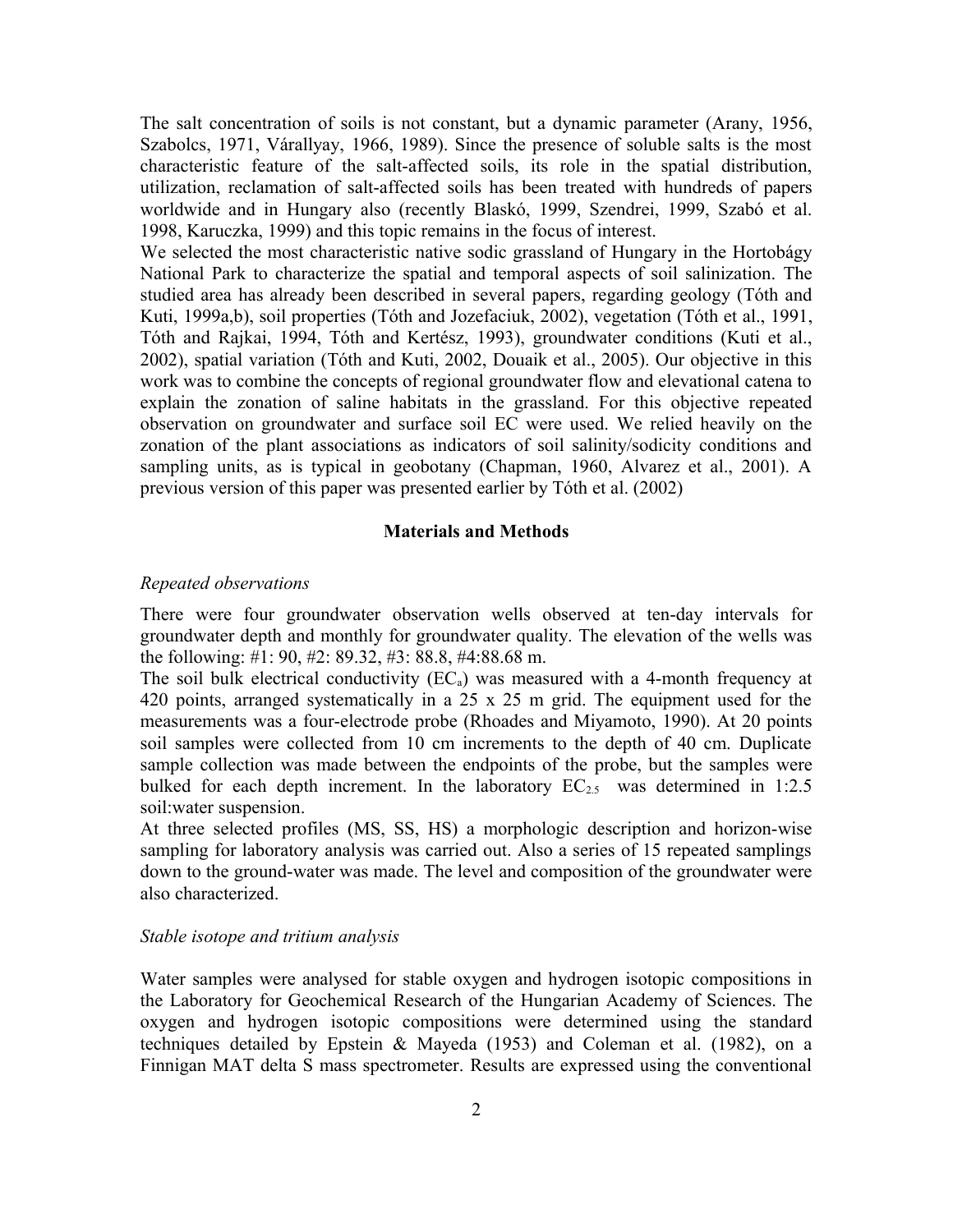The salt concentration of soils is not constant, but a dynamic parameter (Arany, 1956, Szabolcs, 1971, Várallyay, 1966, 1989). Since the presence of soluble salts is the most characteristic feature of the salt-affected soils, its role in the spatial distribution, utilization, reclamation of salt-affected soils has been treated with hundreds of papers worldwide and in Hungary also (recently Blaskó, 1999, Szendrei, 1999, Szabó et al. 1998, Karuczka, 1999) and this topic remains in the focus of interest.

We selected the most characteristic native sodic grassland of Hungary in the Hortobágy National Park to characterize the spatial and temporal aspects of soil salinization. The studied area has already been described in several papers, regarding geology (Tóth and Kuti, 1999a,b), soil properties (Tóth and Jozefaciuk, 2002), vegetation (Tóth et al., 1991, Tóth and Rajkai, 1994, Tóth and Kertész, 1993), groundwater conditions (Kuti et al., 2002), spatial variation (Tóth and Kuti, 2002, Douaik et al., 2005). Our objective in this work was to combine the concepts of regional groundwater flow and elevational catena to explain the zonation of saline habitats in the grassland. For this objective repeated observation on groundwater and surface soil EC were used. We relied heavily on the zonation of the plant associations as indicators of soil salinity/sodicity conditions and sampling units, as is typical in geobotany (Chapman, 1960, Alvarez et al., 2001). A previous version of this paper was presented earlier by Tóth et al. (2002)

## Materials and Methods

### *Repeated observations*

There were four groundwater observation wells observed at ten-day intervals for groundwater depth and monthly for groundwater quality. The elevation of the wells was the following: #1: 90, #2: 89.32, #3: 88.8, #4:88.68 m.

The soil bulk electrical conductivity ($EC_a$) was measured with a 4-month frequency at 420 points, arranged systematically in a 25 x 25 m grid. The equipment used for the measurements was a four-electrode probe (Rhoades and Miyamoto, 1990). At 20 points soil samples were collected from 10 cm increments to the depth of 40 cm. Duplicate sample collection was made between the endpoints of the probe, but the samples were bulked for each depth increment. In the laboratory $EC_{2.5}$ was determined in 1:2.5 soil:water suspension.

At three selected profiles (MS, SS, HS) a morphologic description and horizon-wise sampling for laboratory analysis was carried out. Also a series of 15 repeated samplings down to the ground-water was made. The level and composition of the groundwater were also characterized.

### *Stable isotope and tritium analysis*

Water samples were analysed for stable oxygen and hydrogen isotopic compositions in the Laboratory for Geochemical Research of the Hungarian Academy of Sciences. The oxygen and hydrogen isotopic compositions were determined using the standard techniques detailed by Epstein & Mayeda (1953) and Coleman et al. (1982), on a Finnigan MAT delta S mass spectrometer. Results are expressed using the conventional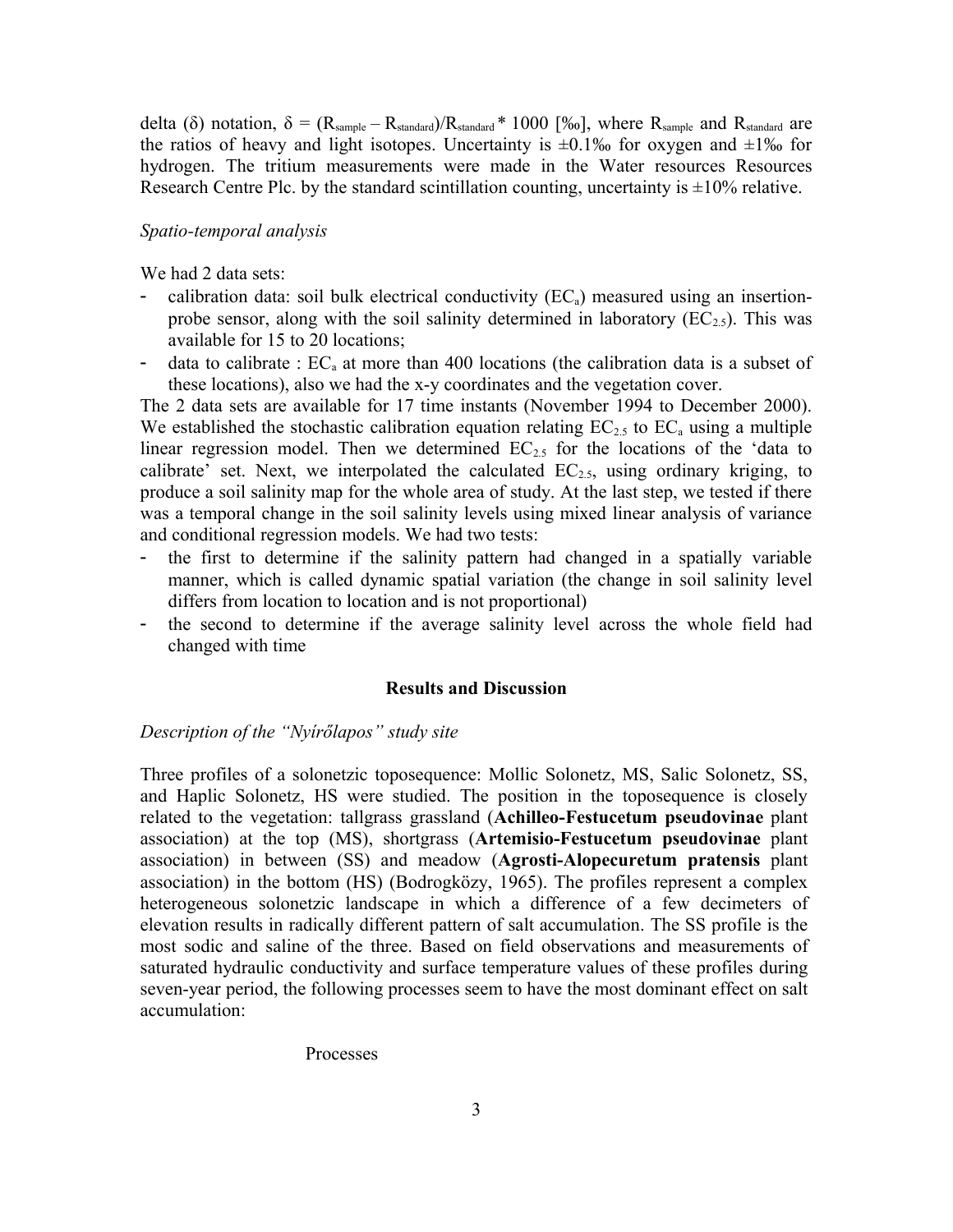delta (δ) notation, $\delta = (R_{sample} - R_{standard})/R_{standard} * 1000$ [‰], where $R_{sample}$ and $R_{standard}$ are the ratios of heavy and light isotopes. Uncertainty is ±0.1‰ for oxygen and ±1‰ for hydrogen. The tritium measurements were made in the Water resources Resources Research Centre Plc. by the standard scintillation counting, uncertainty is ±10% relative.

*Spatio-temporal analysis*

We had 2 data sets:

- calibration data: soil bulk electrical conductivity ($EC_a$) measured using an insertion-probe sensor, along with the soil salinity determined in laboratory ($EC_{2.5}$). This was available for 15 to 20 locations;
- data to calibrate : $EC_a$ at more than 400 locations (the calibration data is a subset of these locations), also we had the x-y coordinates and the vegetation cover.

The 2 data sets are available for 17 time instants (November 1994 to December 2000). We established the stochastic calibration equation relating $EC_{2.5}$ to $EC_a$ using a multiple linear regression model. Then we determined $EC_{2.5}$ for the locations of the 'data to calibrate' set. Next, we interpolated the calculated $EC_{2.5}$, using ordinary kriging, to produce a soil salinity map for the whole area of study. At the last step, we tested if there was a temporal change in the soil salinity levels using mixed linear analysis of variance and conditional regression models. We had two tests:

- the first to determine if the salinity pattern had changed in a spatially variable manner, which is called dynamic spatial variation (the change in soil salinity level differs from location to location and is not proportional)
- the second to determine if the average salinity level across the whole field had changed with time

## Results and Discussion

*Description of the "Nyírőlapos" study site*

Three profiles of a solonetzic toposequence: Mollic Solonetz, MS, Salic Solonetz, SS, and Haplic Solonetz, HS were studied. The position in the toposequence is closely related to the vegetation: tallgrass grassland (**Achilleo-Festucetum pseudovinae** plant association) at the top (MS), shortgrass (**Artemisio-Festucetum pseudovinae** plant association) in between (SS) and meadow (**Agrosti-Alopecuretum pratensis** plant association) in the bottom (HS) (Bodrogközy, 1965). The profiles represent a complex heterogeneous solonetzic landscape in which a difference of a few decimeters of elevation results in radically different pattern of salt accumulation. The SS profile is the most sodic and saline of the three. Based on field observations and measurements of saturated hydraulic conductivity and surface temperature values of these profiles during seven-year period, the following processes seem to have the most dominant effect on salt accumulation:

Processes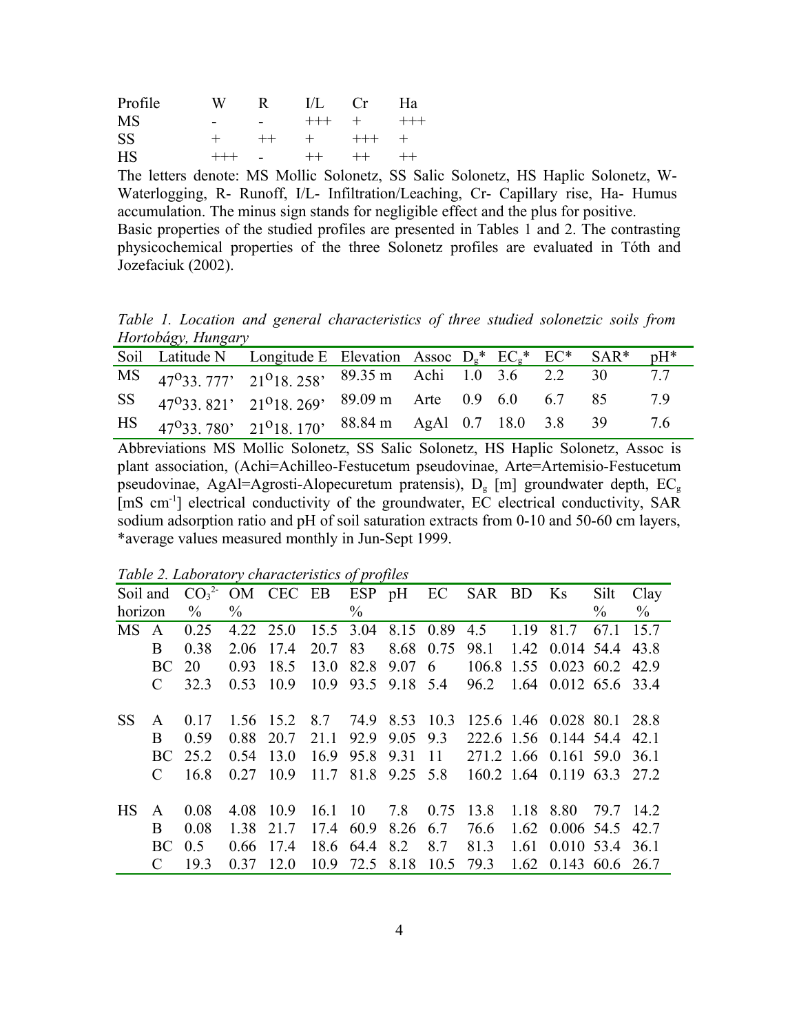| Profile | W | R | I/L | Cr | Ha |
|---|---|---|---|---|---|
| MS | - | - | +++ | + | +++ |
| SS | + | ++ | + | +++ | + |
| HS | +++ | - | ++ | ++ | ++ |

The letters denote: MS Mollic Solonetz, SS Salic Solonetz, HS Haplic Solonetz, W- Waterlogging, R- Runoff, I/L- Infiltration/Leaching, Cr- Capillary rise, Ha- Humus accumulation. The minus sign stands for negligible effect and the plus for positive.

Basic properties of the studied profiles are presented in Tables 1 and 2. The contrasting physicochemical properties of the three Solonetz profiles are evaluated in Tóth and Jozefaciuk (2002).

*Table 1. Location and general characteristics of three studied solonetzic soils from Hortobágy, Hungary*

| Soil | Latitude N | Longitude E | Elevation | Assoc | $D_g$* | $EC_g$* | EC* | SAR* | pH* |
|---|---|---|---|---|---|---|---|---|---|
| MS | 47°33. 777' | 21°18. 258' | 89.35 m | Achi | 1.0 | 3.6 | 2.2 | 30 | 7.7 |
| SS | 47°33. 821' | 21°18. 269' | 89.09 m | Arte | 0.9 | 6.0 | 6.7 | 85 | 7.9 |
| HS | 47°33. 780' | 21°18. 170' | 88.84 m | AgAl | 0.7 | 18.0 | 3.8 | 39 | 7.6 |

Abbreviations MS Mollic Solonetz, SS Salic Solonetz, HS Haplic Solonetz, Assoc is plant association, (Achi=Achilleo-Festucetum pseudovinae, Arte=Artemisio-Festucetum pseudovinae, AgAl=Agrosti-Alopecuretum pratensis), $D_g$ [m] groundwater depth, $EC_g$ [mS cm$^{-1}$] electrical conductivity of the groundwater, EC electrical conductivity, SAR sodium adsorption ratio and pH of soil saturation extracts from 0-10 and 50-60 cm layers, *average values measured monthly in Jun-Sept 1999.

*Table 2. Laboratory characteristics of profiles*

| Soil and horizon | | $CO_3^{2-}$ % | OM % | CEC | EB | ESP % | pH | EC | SAR | BD | Ks | Silt % | Clay % |
|---|---|---|---|---|---|---|---|---|---|---|---|---|---|
| MS | A | 0.25 | 4.22 | 25.0 | 15.5 | 3.04 | 8.15 | 0.89 | 4.5 | 1.19 | 81.7 | 67.1 | 15.7 |
| | B | 0.38 | 2.06 | 17.4 | 20.7 | 83 | 8.68 | 0.75 | 98.1 | 1.42 | 0.014 | 54.4 | 43.8 |
| | BC | 20 | 0.93 | 18.5 | 13.0 | 82.8 | 9.07 | 6 | 106.8 | 1.55 | 0.023 | 60.2 | 42.9 |
| | C | 32.3 | 0.53 | 10.9 | 10.9 | 93.5 | 9.18 | 5.4 | 96.2 | 1.64 | 0.012 | 65.6 | 33.4 |
| SS | A | 0.17 | 1.56 | 15.2 | 8.7 | 74.9 | 8.53 | 10.3 | 125.6 | 1.46 | 0.028 | 80.1 | 28.8 |
| | B | 0.59 | 0.88 | 20.7 | 21.1 | 92.9 | 9.05 | 9.3 | 222.6 | 1.56 | 0.144 | 54.4 | 42.1 |
| | BC | 25.2 | 0.54 | 13.0 | 16.9 | 95.8 | 9.31 | 11 | 271.2 | 1.66 | 0.161 | 59.0 | 36.1 |
| | C | 16.8 | 0.27 | 10.9 | 11.7 | 81.8 | 9.25 | 5.8 | 160.2 | 1.64 | 0.119 | 63.3 | 27.2 |
| HS | A | 0.08 | 4.08 | 10.9 | 16.1 | 10 | 7.8 | 0.75 | 13.8 | 1.18 | 8.80 | 79.7 | 14.2 |
| | B | 0.08 | 1.38 | 21.7 | 17.4 | 60.9 | 8.26 | 6.7 | 76.6 | 1.62 | 0.006 | 54.5 | 42.7 |
| | BC | 0.5 | 0.66 | 17.4 | 18.6 | 64.4 | 8.2 | 8.7 | 81.3 | 1.61 | 0.010 | 53.4 | 36.1 |
| | C | 19.3 | 0.37 | 12.0 | 10.9 | 72.5 | 8.18 | 10.5 | 79.3 | 1.62 | 0.143 | 60.6 | 26.7 |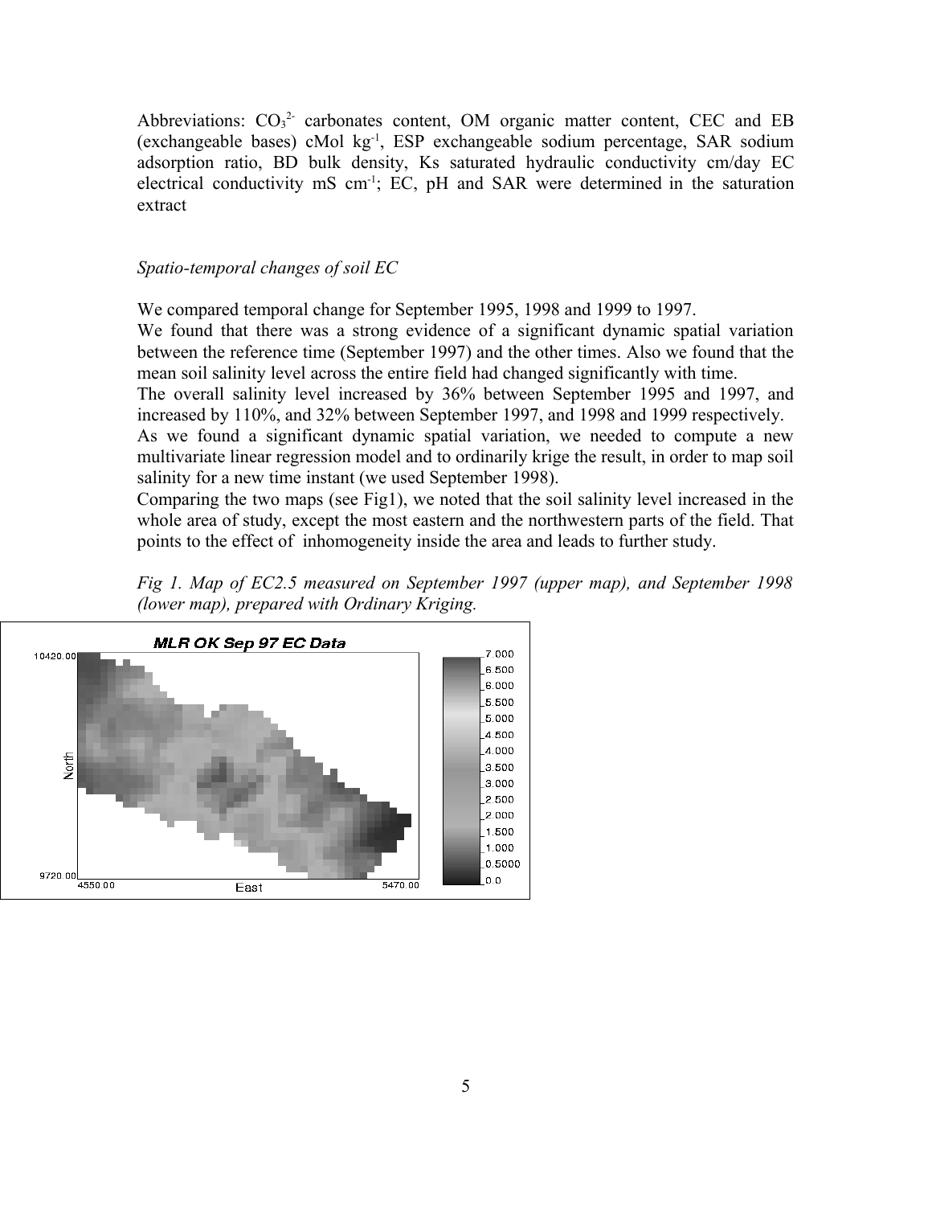Abbreviations: $CO_3^{2-}$ carbonates content, OM organic matter content, CEC and EB (exchangeable bases) cMol $kg^{-1}$, ESP exchangeable sodium percentage, SAR sodium adsorption ratio, BD bulk density, Ks saturated hydraulic conductivity cm/day EC electrical conductivity mS $cm^{-1}$; EC, pH and SAR were determined in the saturation extract

*Spatio-temporal changes of soil EC*

We compared temporal change for September 1995, 1998 and 1999 to 1997.

We found that there was a strong evidence of a significant dynamic spatial variation between the reference time (September 1997) and the other times. Also we found that the mean soil salinity level across the entire field had changed significantly with time.

The overall salinity level increased by 36% between September 1995 and 1997, and increased by 110%, and 32% between September 1997, and 1998 and 1999 respectively.

As we found a significant dynamic spatial variation, we needed to compute a new multivariate linear regression model and to ordinarily krige the result, in order to map soil salinity for a new time instant (we used September 1998).

Comparing the two maps (see Fig1), we noted that the soil salinity level increased in the whole area of study, except the most eastern and the northwestern parts of the field. That points to the effect of inhomogeneity inside the area and leads to further study.

*Fig 1. Map of EC2.5 measured on September 1997 (upper map), and September 1998 (lower map), prepared with Ordinary Kriging.*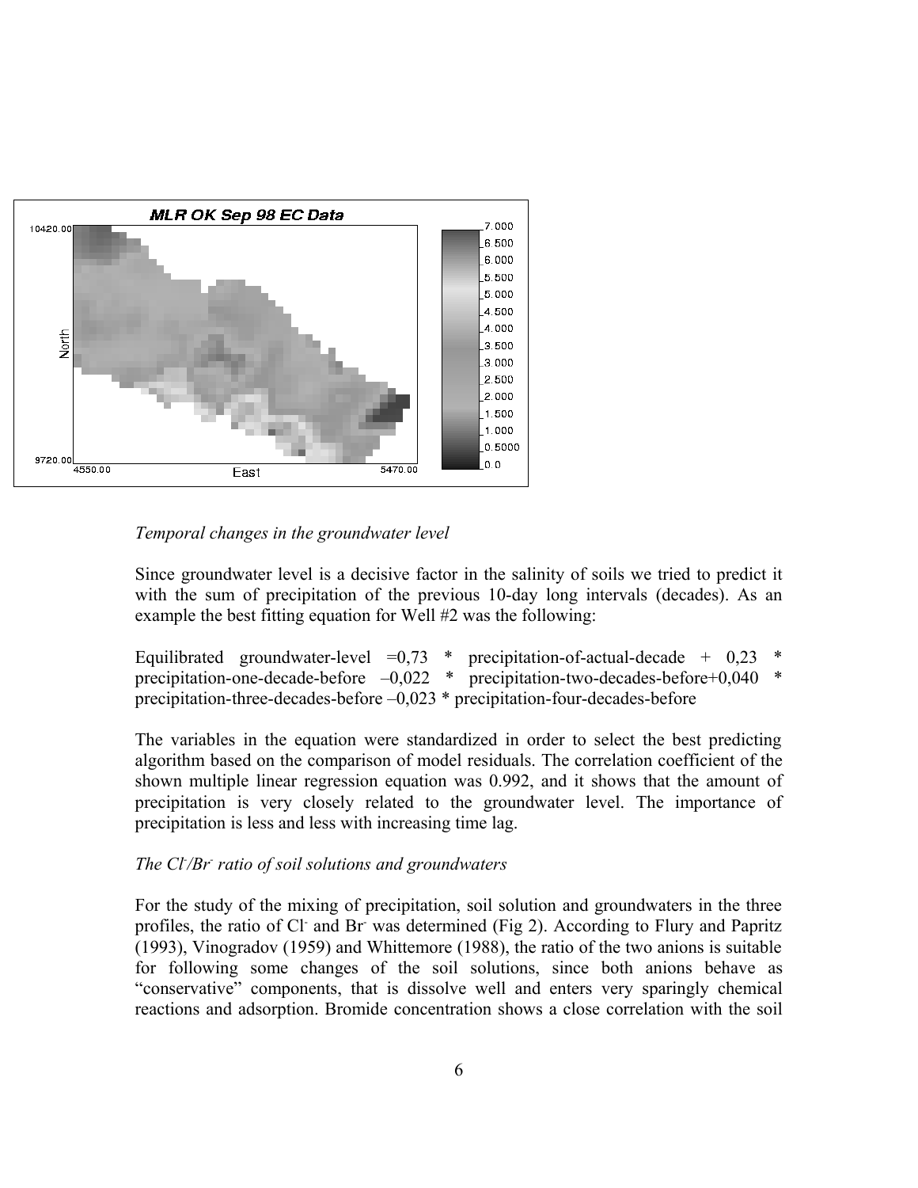*Temporal changes in the groundwater level*

Since groundwater level is a decisive factor in the salinity of soils we tried to predict it with the sum of precipitation of the previous 10-day long intervals (decades). As an example the best fitting equation for Well #2 was the following:

Equilibrated groundwater-level =0,73 * precipitation-of-actual-decade + 0,23 * precipitation-one-decade-before –0,022 * precipitation-two-decades-before+0,040 * precipitation-three-decades-before –0,023 * precipitation-four-decades-before

The variables in the equation were standardized in order to select the best predicting algorithm based on the comparison of model residuals. The correlation coefficient of the shown multiple linear regression equation was 0.992, and it shows that the amount of precipitation is very closely related to the groundwater level. The importance of precipitation is less and less with increasing time lag.

*The $Cl^-/Br^-$ ratio of soil solutions and groundwaters*

For the study of the mixing of precipitation, soil solution and groundwaters in the three profiles, the ratio of $Cl^-$ and $Br^-$ was determined (Fig 2). According to Flury and Papritz (1993), Vinogradov (1959) and Whittemore (1988), the ratio of the two anions is suitable for following some changes of the soil solutions, since both anions behave as "conservative" components, that is dissolve well and enters very sparingly chemical reactions and adsorption. Bromide concentration shows a close correlation with the soil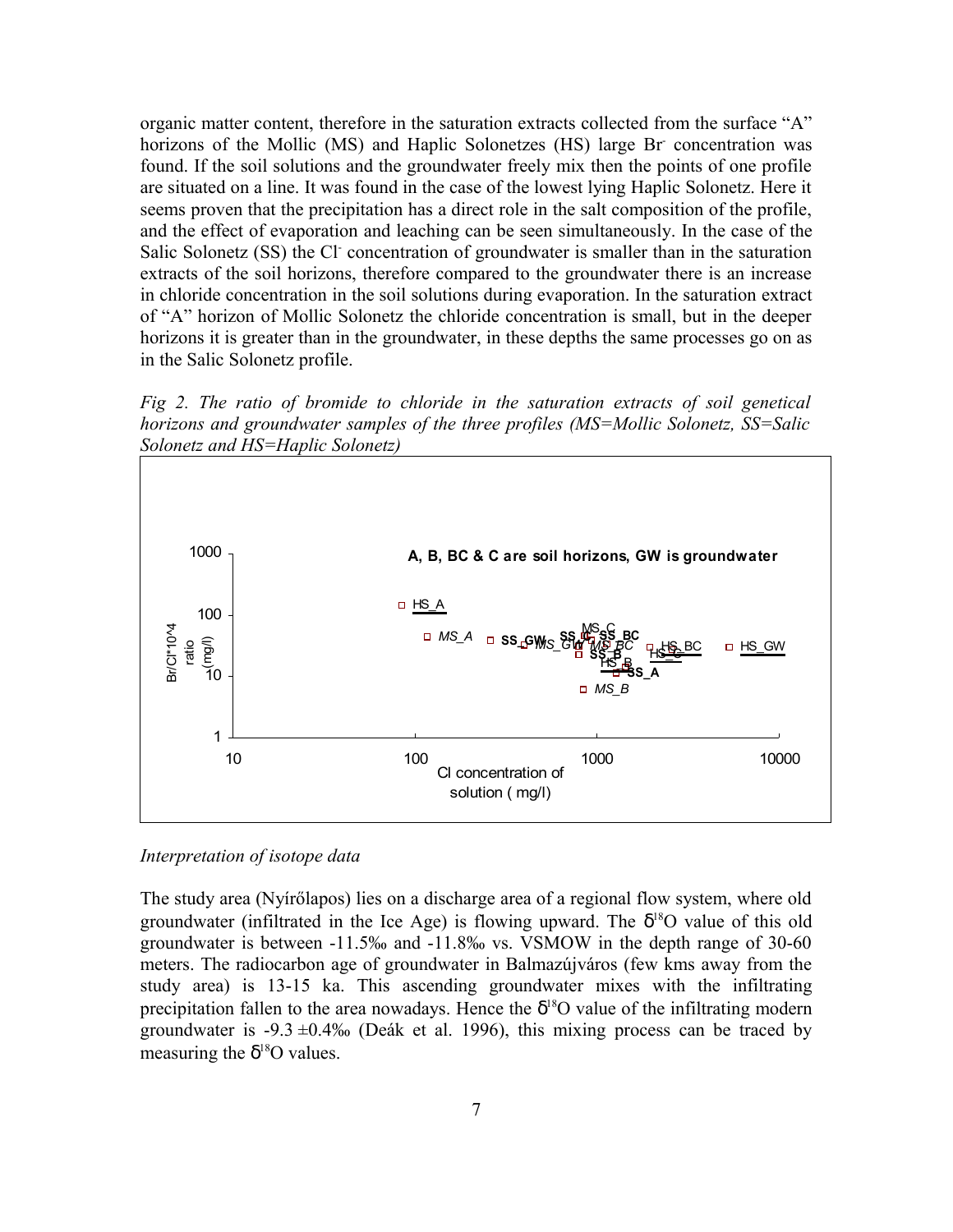organic matter content, therefore in the saturation extracts collected from the surface "A" horizons of the Mollic (MS) and Haplic Solonetzes (HS) large $Br^-$ concentration was found. If the soil solutions and the groundwater freely mix then the points of one profile are situated on a line. It was found in the case of the lowest lying Haplic Solonetz. Here it seems proven that the precipitation has a direct role in the salt composition of the profile, and the effect of evaporation and leaching can be seen simultaneously. In the case of the Salic Solonetz (SS) the $Cl^-$ concentration of groundwater is smaller than in the saturation extracts of the soil horizons, therefore compared to the groundwater there is an increase in chloride concentration in the soil solutions during evaporation. In the saturation extract of "A" horizon of Mollic Solonetz the chloride concentration is small, but in the deeper horizons it is greater than in the groundwater, in these depths the same processes go on as in the Salic Solonetz profile.

*Fig 2. The ratio of bromide to chloride in the saturation extracts of soil genetical horizons and groundwater samples of the three profiles (MS=Mollic Solonetz, SS=Salic Solonetz and HS=Haplic Solonetz)*

A, B, BC & C are soil horizons, GW is groundwater

*Interpretation of isotope data*

The study area (Nyírőlapos) lies on a discharge area of a regional flow system, where old groundwater (infiltrated in the Ice Age) is flowing upward. The $\delta^{18}O$ value of this old groundwater is between -11.5‰ and -11.8‰ vs. VSMOW in the depth range of 30-60 meters. The radiocarbon age of groundwater in Balmazújváros (few kms away from the study area) is 13-15 ka. This ascending groundwater mixes with the infiltrating precipitation fallen to the area nowadays. Hence the $\delta^{18}O$ value of the infiltrating modern groundwater is -9.3 ±0.4‰ (Deák et al. 1996), this mixing process can be traced by measuring the $\delta^{18}O$ values.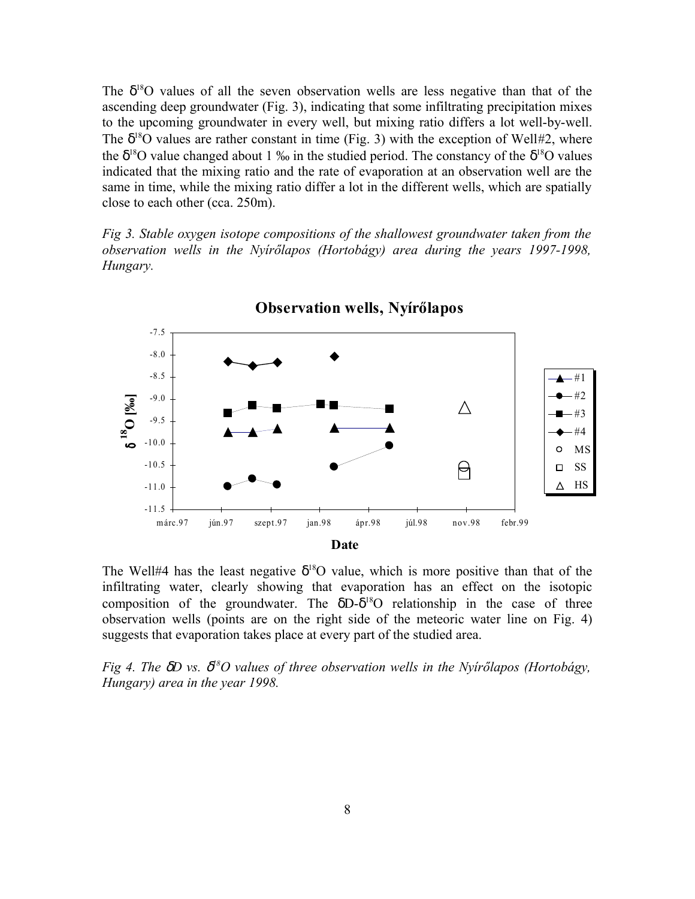The $\delta^{18}O$ values of all the seven observation wells are less negative than that of the ascending deep groundwater (Fig. 3), indicating that some infiltrating precipitation mixes to the upcoming groundwater in every well, but mixing ratio differs a lot well-by-well. The $\delta^{18}O$ values are rather constant in time (Fig. 3) with the exception of Well#2, where the $\delta^{18}O$ value changed about 1 ‰ in the studied period. The constancy of the $\delta^{18}O$ values indicated that the mixing ratio and the rate of evaporation at an observation well are the same in time, while the mixing ratio differ a lot in the different wells, which are spatially close to each other (cca. 250m).

*Fig 3. Stable oxygen isotope compositions of the shallowest groundwater taken from the observation wells in the Nyírőlapos (Hortobágy) area during the years 1997-1998, Hungary.*

The Well#4 has the least negative $\delta^{18}O$ value, which is more positive than that of the infiltrating water, clearly showing that evaporation has an effect on the isotopic composition of the groundwater. The $\delta D$-$\delta^{18}O$ relationship in the case of three observation wells (points are on the right side of the meteoric water line on Fig. 4) suggests that evaporation takes place at every part of the studied area.

*Fig 4. The $\delta D$ vs. $\delta^{18}O$ values of three observation wells in the Nyírőlapos (Hortobágy, Hungary) area in the year 1998.*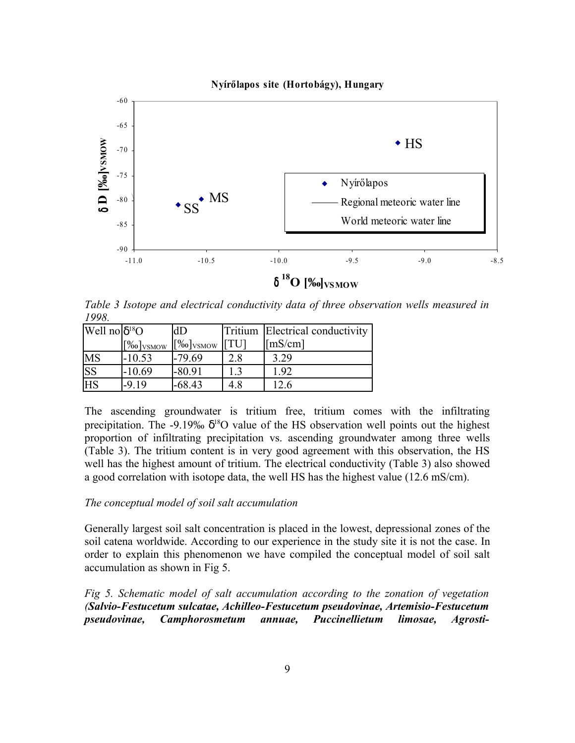*Table 3 Isotope and electrical conductivity data of three observation wells measured in 1998.*

| Well no | $\delta^{18}O$ [‰]$_{VSMOW}$ | dD [‰]$_{VSMOW}$ | Tritium [TU] | Electrical conductivity [mS/cm] |
|---|---|---|---|---|
| MS | -10.53 | -79.69 | 2.8 | 3.29 |
| SS | -10.69 | -80.91 | 1.3 | 1.92 |
| HS | -9.19 | -68.43 | 4.8 | 12.6 |

The ascending groundwater is tritium free, tritium comes with the infiltrating precipitation. The -9.19‰ $\delta^{18}O$ value of the HS observation well points out the highest proportion of infiltrating precipitation vs. ascending groundwater among three wells (Table 3). The tritium content is in very good agreement with this observation, the HS well has the highest amount of tritium. The electrical conductivity (Table 3) also showed a good correlation with isotope data, the well HS has the highest value (12.6 mS/cm).

*The conceptual model of soil salt accumulation*

Generally largest soil salt concentration is placed in the lowest, depressional zones of the soil catena worldwide. According to our experience in the study site it is not the case. In order to explain this phenomenon we have compiled the conceptual model of soil salt accumulation as shown in Fig 5.

*Fig 5. Schematic model of salt accumulation according to the zonation of vegetation (**Salvio-Festucetum sulcatae, Achilleo-Festucetum pseudovinae, Artemisio-Festucetum pseudovinae, Camphorosmetum annuae, Puccinellietum limosae, Agrosti-***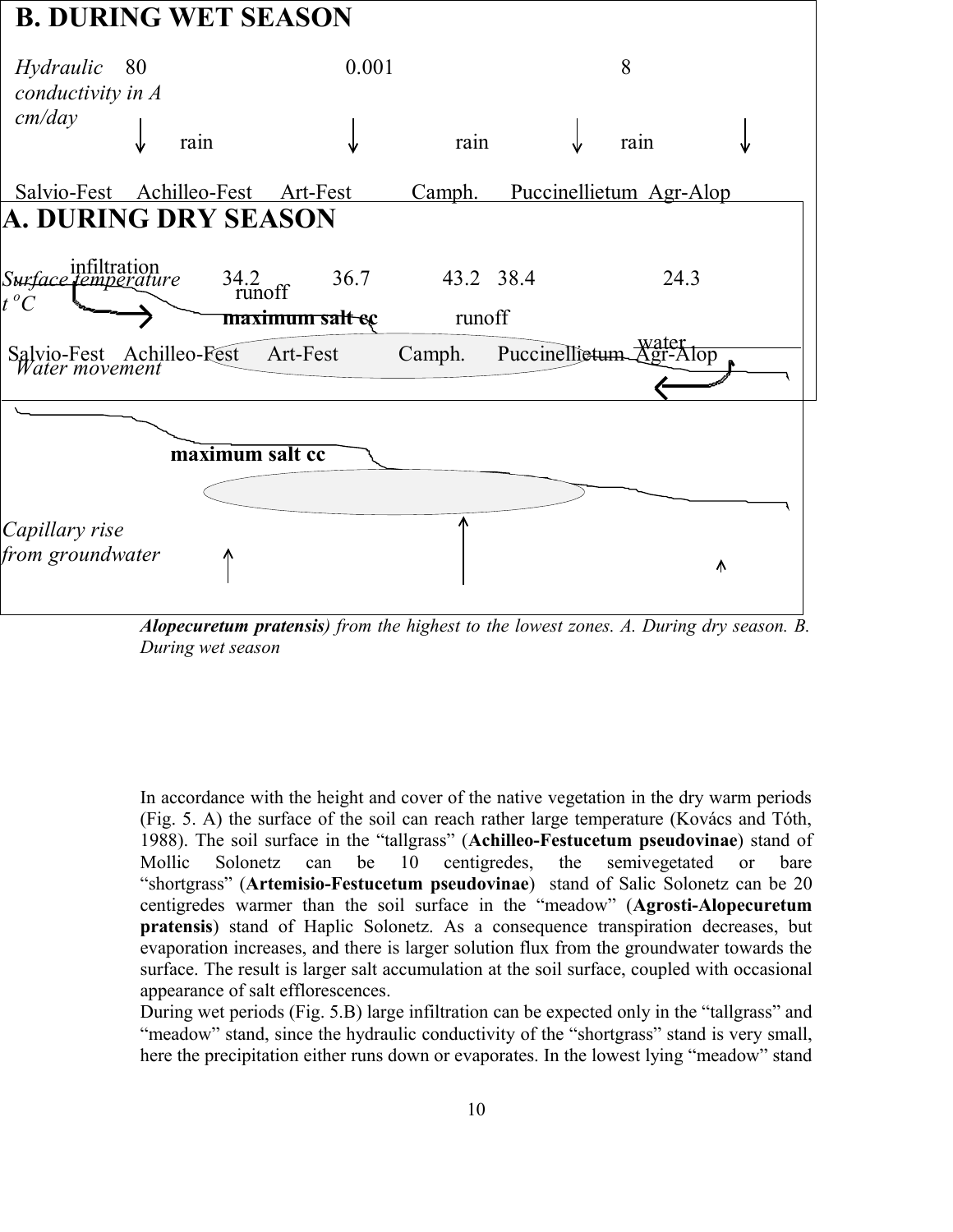B. DURING WET SEASON

*Hydraulic conductivity in A cm/day* 80 0.001 8

rain rain rain

Salvio-Fest Achilleo-Fest Art-Fest Camph. Puccinellietum Agr-Alop

infiltration

runoff

maximum salt cc runoff

water

Salvio-Fest Achilleo-Fest Art-Fest Camph. Puccinellietum Agr-Alop

*Water movement*

A. DURING DRY SEASON

*Surface temperature t °C* 34.2 36.7 43.2 38.4 24.3

maximum salt cc

*Capillary rise from groundwater*

***Alopecuretum pratensis**) from the highest to the lowest zones. A. During dry season. B. During wet season*

In accordance with the height and cover of the native vegetation in the dry warm periods (Fig. 5. A) the surface of the soil can reach rather large temperature (Kovács and Tóth, 1988). The soil surface in the "tallgrass" (**Achilleo-Festucetum pseudovinae**) stand of Mollic Solonetz can be 10 centigredes, the semivegetated or bare "shortgrass" (**Artemisio-Festucetum pseudovinae**) stand of Salic Solonetz can be 20 centigredes warmer than the soil surface in the "meadow" (**Agrosti-Alopecuretum pratensis**) stand of Haplic Solonetz. As a consequence transpiration decreases, but evaporation increases, and there is larger solution flux from the groundwater towards the surface. The result is larger salt accumulation at the soil surface, coupled with occasional appearance of salt efflorescences.

During wet periods (Fig. 5.B) large infiltration can be expected only in the "tallgrass" and "meadow" stand, since the hydraulic conductivity of the "shortgrass" stand is very small, here the precipitation either runs down or evaporates. In the lowest lying "meadow" stand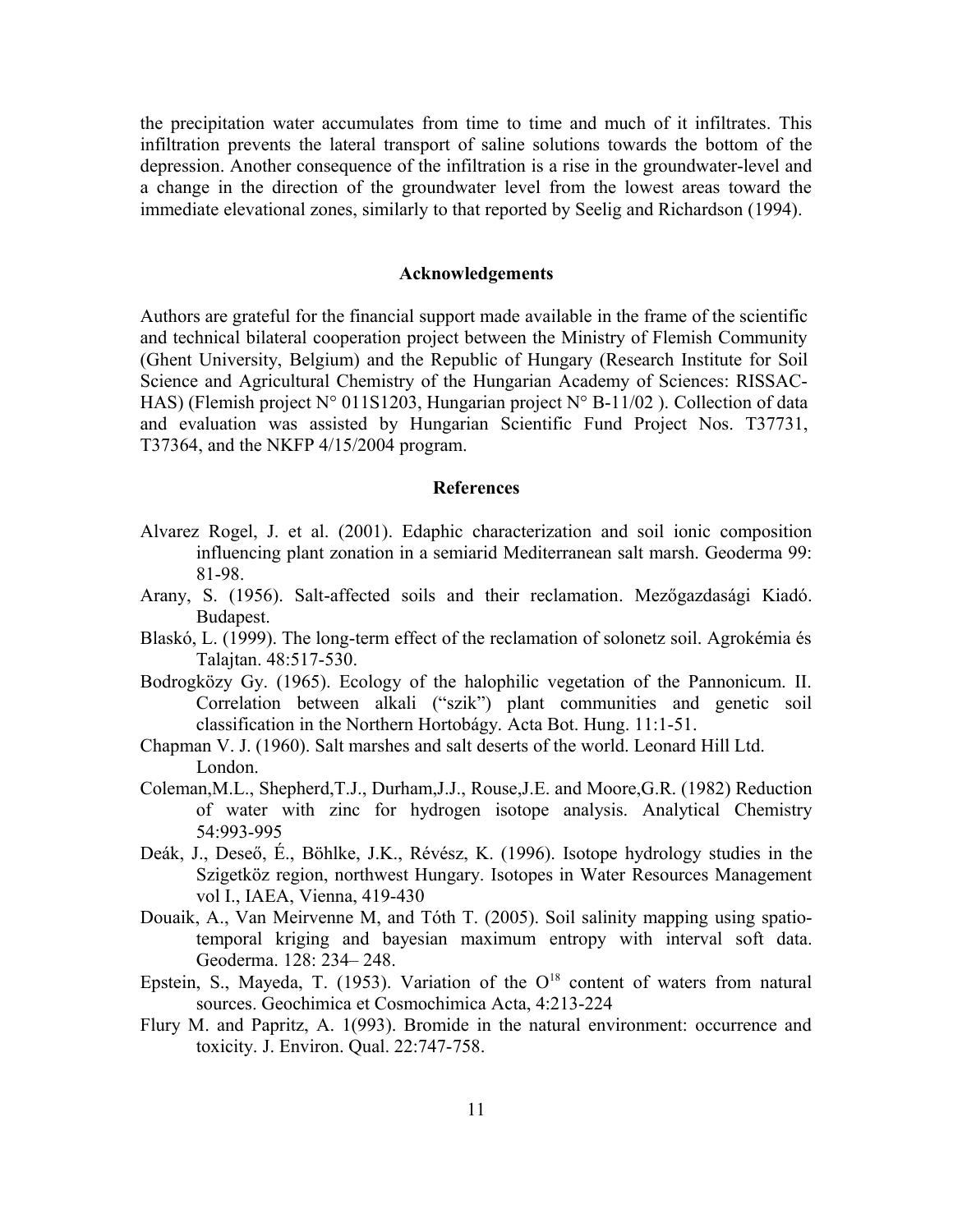the precipitation water accumulates from time to time and much of it infiltrates. This infiltration prevents the lateral transport of saline solutions towards the bottom of the depression. Another consequence of the infiltration is a rise in the groundwater-level and a change in the direction of the groundwater level from the lowest areas toward the immediate elevational zones, similarly to that reported by Seelig and Richardson (1994).

## Acknowledgements

Authors are grateful for the financial support made available in the frame of the scientific and technical bilateral cooperation project between the Ministry of Flemish Community (Ghent University, Belgium) and the Republic of Hungary (Research Institute for Soil Science and Agricultural Chemistry of the Hungarian Academy of Sciences: RISSAC-HAS) (Flemish project N° 011S1203, Hungarian project N° B-11/02 ). Collection of data and evaluation was assisted by Hungarian Scientific Fund Project Nos. T37731, T37364, and the NKFP 4/15/2004 program.

## References

Alvarez Rogel, J. et al. (2001). Edaphic characterization and soil ionic composition influencing plant zonation in a semiarid Mediterranean salt marsh. Geoderma 99: 81-98.

Arany, S. (1956). Salt-affected soils and their reclamation. Mezőgazdasági Kiadó. Budapest.

Blaskó, L. (1999). The long-term effect of the reclamation of solonetz soil. Agrokémia és Talajtan. 48:517-530.

Bodrogközy Gy. (1965). Ecology of the halophilic vegetation of the Pannonicum. II. Correlation between alkali ("szik") plant communities and genetic soil classification in the Northern Hortobágy. Acta Bot. Hung. 11:1-51.

Chapman V. J. (1960). Salt marshes and salt deserts of the world. Leonard Hill Ltd. London.

Coleman,M.L., Shepherd,T.J., Durham,J.J., Rouse,J.E. and Moore,G.R. (1982) Reduction of water with zinc for hydrogen isotope analysis. Analytical Chemistry 54:993-995

Deák, J., Deseő, É., Böhlke, J.K., Révész, K. (1996). Isotope hydrology studies in the Szigetköz region, northwest Hungary. Isotopes in Water Resources Management vol I., IAEA, Vienna, 419-430

Douaik, A., Van Meirvenne M, and Tóth T. (2005). Soil salinity mapping using spatio-temporal kriging and bayesian maximum entropy with interval soft data. Geoderma. 128: 234– 248.

Epstein, S., Mayeda, T. (1953). Variation of the $O^{18}$ content of waters from natural sources. Geochimica et Cosmochimica Acta, 4:213-224

Flury M. and Papritz, A. 1(993). Bromide in the natural environment: occurrence and toxicity. J. Environ. Qual. 22:747-758.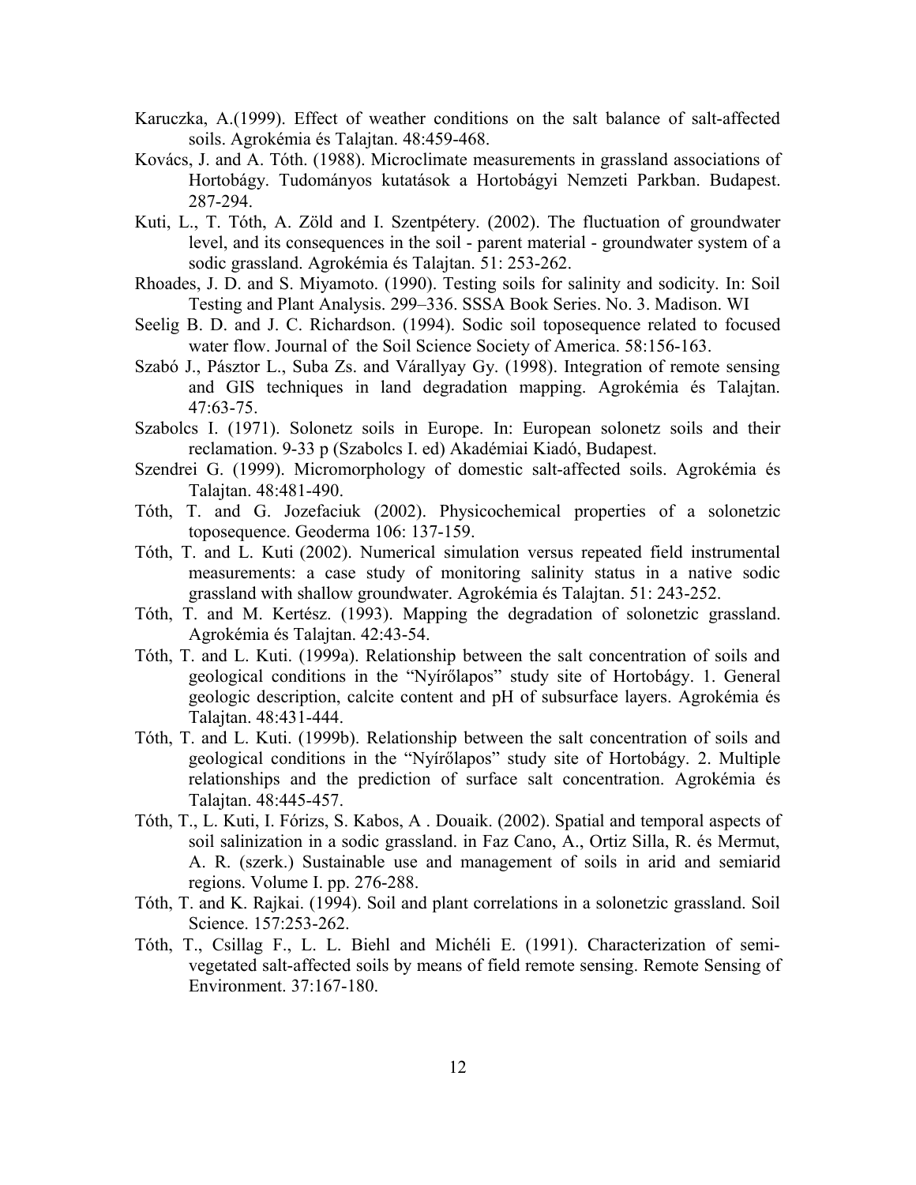Karuczka, A.(1999). Effect of weather conditions on the salt balance of salt-affected soils. Agrokémia és Talajtan. 48:459-468.

Kovács, J. and A. Tóth. (1988). Microclimate measurements in grassland associations of Hortobágy. Tudományos kutatások a Hortobágyi Nemzeti Parkban. Budapest. 287-294.

Kuti, L., T. Tóth, A. Zöld and I. Szentpétery. (2002). The fluctuation of groundwater level, and its consequences in the soil - parent material - groundwater system of a sodic grassland. Agrokémia és Talajtan. 51: 253-262.

Rhoades, J. D. and S. Miyamoto. (1990). Testing soils for salinity and sodicity. In: Soil Testing and Plant Analysis. 299–336. SSSA Book Series. No. 3. Madison. WI

Seelig B. D. and J. C. Richardson. (1994). Sodic soil toposequence related to focused water flow. Journal of the Soil Science Society of America. 58:156-163.

Szabó J., Pásztor L., Suba Zs. and Várallyay Gy. (1998). Integration of remote sensing and GIS techniques in land degradation mapping. Agrokémia és Talajtan. 47:63-75.

Szabolcs I. (1971). Solonetz soils in Europe. In: European solonetz soils and their reclamation. 9-33 p (Szabolcs I. ed) Akadémiai Kiadó, Budapest.

Szendrei G. (1999). Micromorphology of domestic salt-affected soils. Agrokémia és Talajtan. 48:481-490.

Tóth, T. and G. Jozefaciuk (2002). Physicochemical properties of a solonetzic toposequence. Geoderma 106: 137-159.

Tóth, T. and L. Kuti (2002). Numerical simulation versus repeated field instrumental measurements: a case study of monitoring salinity status in a native sodic grassland with shallow groundwater. Agrokémia és Talajtan. 51: 243-252.

Tóth, T. and M. Kertész. (1993). Mapping the degradation of solonetzic grassland. Agrokémia és Talajtan. 42:43-54.

Tóth, T. and L. Kuti. (1999a). Relationship between the salt concentration of soils and geological conditions in the "Nyírőlapos" study site of Hortobágy. 1. General geologic description, calcite content and pH of subsurface layers. Agrokémia és Talajtan. 48:431-444.

Tóth, T. and L. Kuti. (1999b). Relationship between the salt concentration of soils and geological conditions in the "Nyírőlapos" study site of Hortobágy. 2. Multiple relationships and the prediction of surface salt concentration. Agrokémia és Talajtan. 48:445-457.

Tóth, T., L. Kuti, I. Fórizs, S. Kabos, A . Douaik. (2002). Spatial and temporal aspects of soil salinization in a sodic grassland. in Faz Cano, A., Ortiz Silla, R. és Mermut, A. R. (szerk.) Sustainable use and management of soils in arid and semiarid regions. Volume I. pp. 276-288.

Tóth, T. and K. Rajkai. (1994). Soil and plant correlations in a solonetzic grassland. Soil Science. 157:253-262.

Tóth, T., Csillag F., L. L. Biehl and Michéli E. (1991). Characterization of semi-vegetated salt-affected soils by means of field remote sensing. Remote Sensing of Environment. 37:167-180.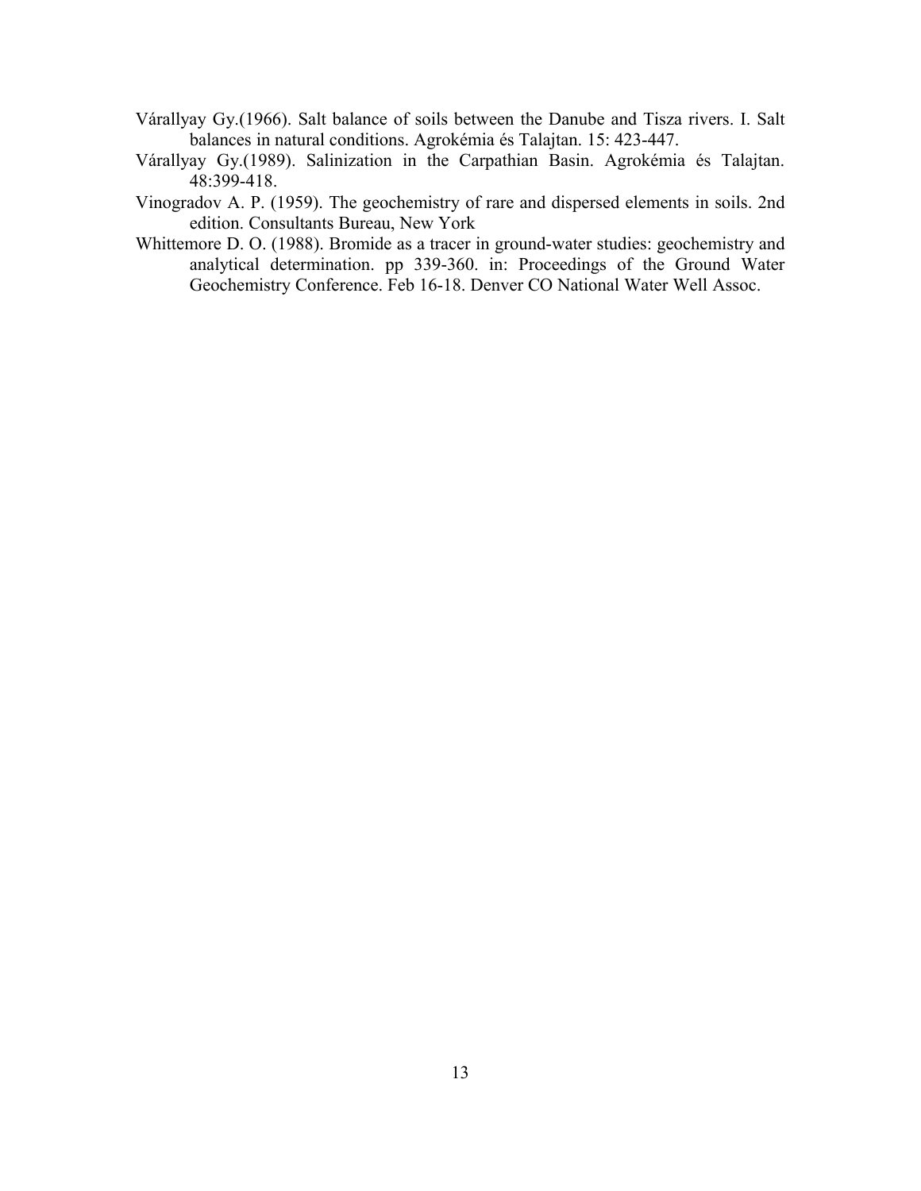Várallyay Gy.(1966). Salt balance of soils between the Danube and Tisza rivers. I. Salt balances in natural conditions. Agrokémia és Talajtan. 15: 423-447.

Várallyay Gy.(1989). Salinization in the Carpathian Basin. Agrokémia és Talajtan. 48:399-418.

Vinogradov A. P. (1959). The geochemistry of rare and dispersed elements in soils. 2nd edition. Consultants Bureau, New York

Whittemore D. O. (1988). Bromide as a tracer in ground-water studies: geochemistry and analytical determination. pp 339-360. in: Proceedings of the Ground Water Geochemistry Conference. Feb 16-18. Denver CO National Water Well Assoc.